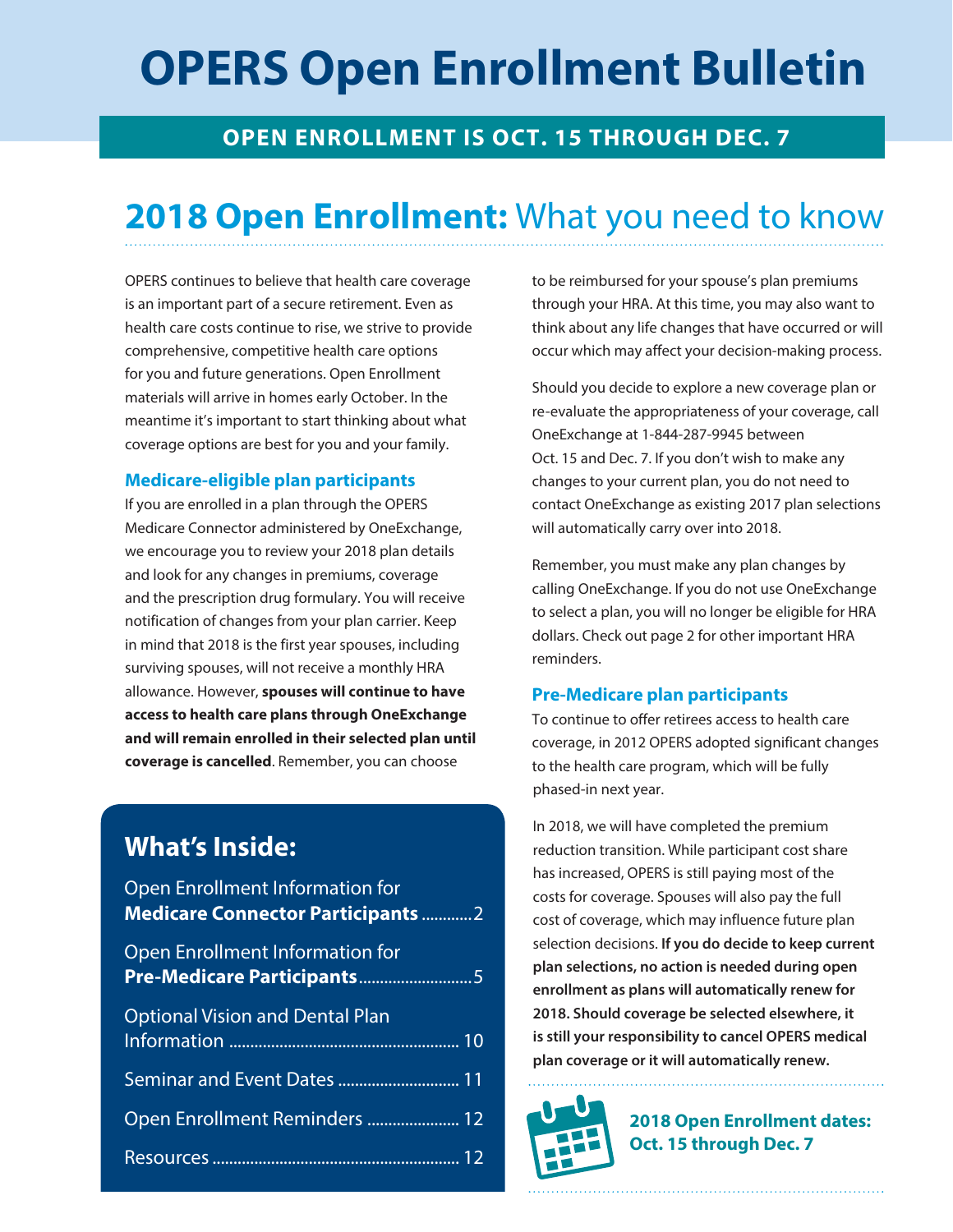# OPERS Open Enrollment Bulletin

**OPEN ENROLLMENT IS OCT. 15 THROUGH DEC. 7**

## 2018 Open Enrollment: What you need to know

OPERS continues to believe that health care coverage is an important part of a secure retirement. Even as health care costs continue to rise, we strive to provide comprehensive, competitive health care options for you and future generations. Open Enrollment materials will arrive in homes early October. In the meantime it's important to start thinking about what coverage options are best for you and your family.

### Medicare-eligible plan participants

If you are enrolled in a plan through the OPERS Medicare Connector administered by OneExchange, we encourage you to review your 2018 plan details and look for any changes in premiums, coverage and the prescription drug formulary. You will receive notification of changes from your plan carrier. Keep in mind that 2018 is the first year spouses, including surviving spouses, will not receive a monthly HRA allowance. However, **spouses will continue to have access to health care plans through OneExchange and will remain enrolled in their selected plan until coverage is cancelled**. Remember, you can choose to be reimbursed for your spouse's plan premiums through your HRA. At this time, you may also want to think about any life changes that have occurred or will occur which may affect your decision-making process.

Should you decide to explore a new coverage plan or re-evaluate the appropriateness of your coverage, call OneExchange at 1-844-287-9945 between Oct. 15 and Dec. 7. If you don't wish to make any changes to your current plan, you do not need to contact OneExchange as existing 2017 plan selections will automatically carry over into 2018.

Remember, you must make any plan changes by calling OneExchange. If you do not use OneExchange to select a plan, you will no longer be eligible for HRA dollars. Check out page 2 for other important HRA reminders.

### Pre-Medicare plan participants

To continue to offer retirees access to health care coverage, in 2012 OPERS adopted significant changes to the health care program, which will be fully phased-in next year.

In 2018, we will have completed the premium reduction transition. While participant cost share has increased, OPERS is still paying most of the costs for coverage. Spouses will also pay the full cost of coverage, which may influence future plan selection decisions. **If you do decide to keep current plan selections, no action is needed during open enrollment as plans will automatically renew for 2018. Should coverage be selected elsewhere, it is still your responsibility to cancel OPERS medical plan coverage or it will automatically renew.**

**2018 Open Enrollment dates: Oct. 15 through Dec. 7**

## What's Inside:

- Open Enrollment Information for **Medicare Connector Participants** ............2
- Open Enrollment Information for **Pre-Medicare Participants** ............5
- Optional Vision and Dental Plan Information ............10
- Seminar and Event Dates ............11
- Open Enrollment Reminders ............12
- Resources ............12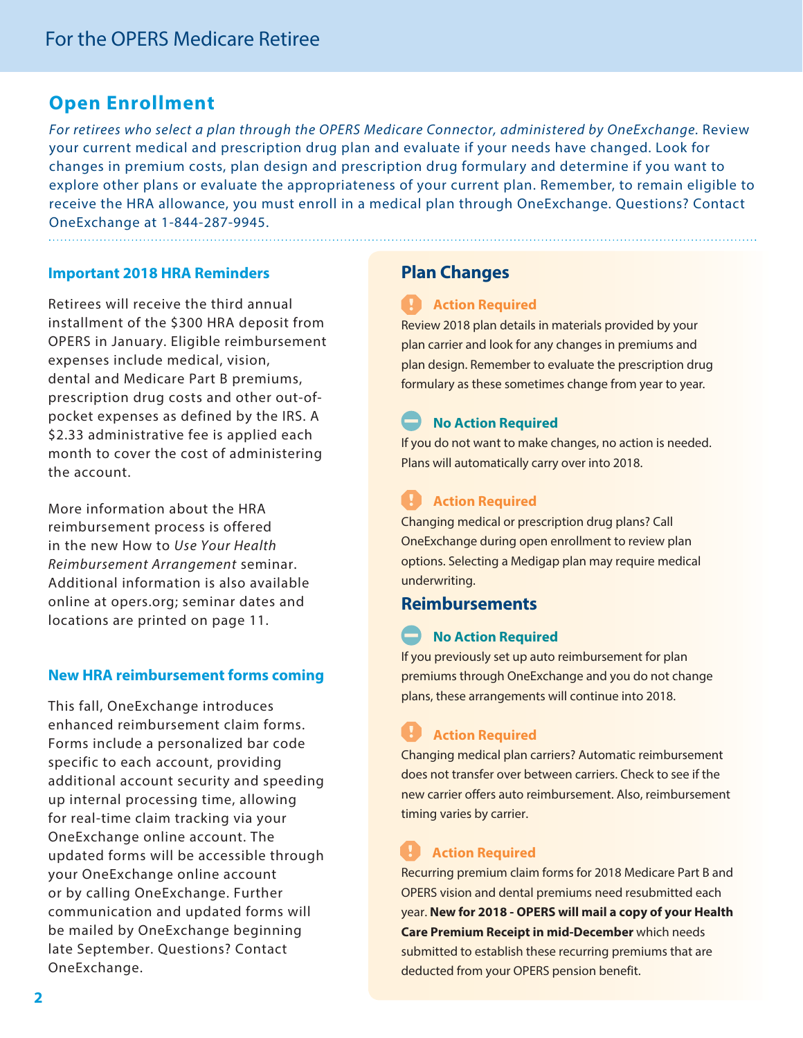## Open Enrollment

*For retirees who select a plan through the OPERS Medicare Connector, administered by OneExchange.* Review your current medical and prescription drug plan and evaluate if your needs have changed. Look for changes in premium costs, plan design and prescription drug formulary and determine if you want to explore other plans or evaluate the appropriateness of your current plan. Remember, to remain eligible to receive the HRA allowance, you must enroll in a medical plan through OneExchange. Questions? Contact OneExchange at 1-844-287-9945.

### Important 2018 HRA Reminders

Retirees will receive the third annual installment of the $300 HRA deposit from OPERS in January. Eligible reimbursement expenses include medical, vision, dental and Medicare Part B premiums, prescription drug costs and other out-of-pocket expenses as defined by the IRS. A $2.33 administrative fee is applied each month to cover the cost of administering the account.

More information about the HRA reimbursement process is offered in the new How to *Use Your Health Reimbursement Arrangement* seminar. Additional information is also available online at opers.org; seminar dates and locations are printed on page 11.

### New HRA reimbursement forms coming

This fall, OneExchange introduces enhanced reimbursement claim forms. Forms include a personalized bar code specific to each account, providing additional account security and speeding up internal processing time, allowing for real-time claim tracking via your OneExchange online account. The updated forms will be accessible through your OneExchange online account or by calling OneExchange. Further communication and updated forms will be mailed by OneExchange beginning late September. Questions? Contact OneExchange.

### Plan Changes

**Action Required**

Review 2018 plan details in materials provided by your plan carrier and look for any changes in premiums and plan design. Remember to evaluate the prescription drug formulary as these sometimes change from year to year.

**No Action Required**

If you do not want to make changes, no action is needed. Plans will automatically carry over into 2018.

**Action Required**

Changing medical or prescription drug plans? Call OneExchange during open enrollment to review plan options. Selecting a Medigap plan may require medical underwriting.

### Reimbursements

**No Action Required**

If you previously set up auto reimbursement for plan premiums through OneExchange and you do not change plans, these arrangements will continue into 2018.

**Action Required**

Changing medical plan carriers? Automatic reimbursement does not transfer over between carriers. Check to see if the new carrier offers auto reimbursement. Also, reimbursement timing varies by carrier.

**Action Required**

Recurring premium claim forms for 2018 Medicare Part B and OPERS vision and dental premiums need resubmitted each year. **New for 2018 - OPERS will mail a copy of your Health Care Premium Receipt in mid-December** which needs submitted to establish these recurring premiums that are deducted from your OPERS pension benefit.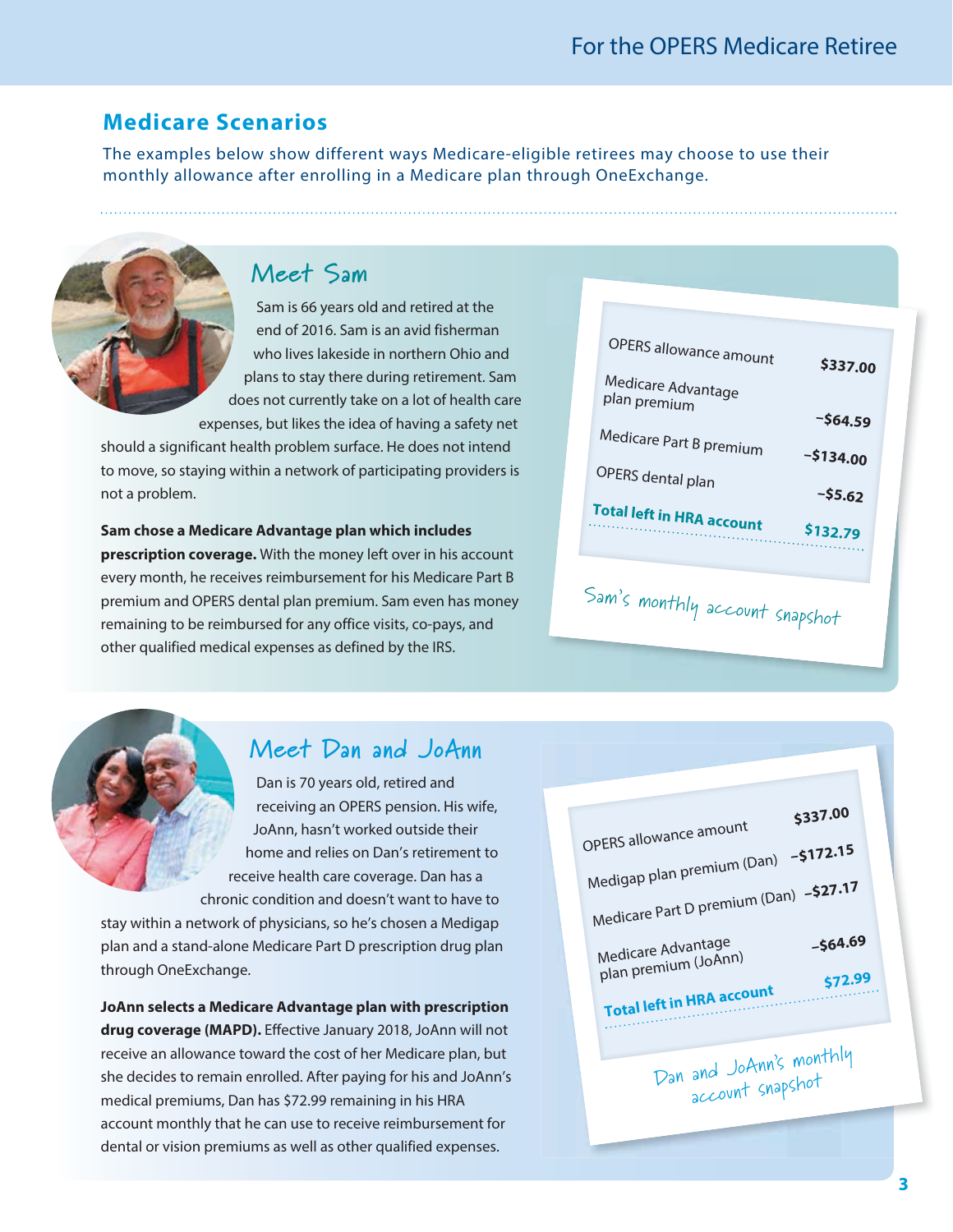## Medicare Scenarios

The examples below show different ways Medicare-eligible retirees may choose to use their monthly allowance after enrolling in a Medicare plan through OneExchange.

### Meet Sam

Sam is 66 years old and retired at the end of 2016. Sam is an avid fisherman who lives lakeside in northern Ohio and plans to stay there during retirement. Sam does not currently take on a lot of health care expenses, but likes the idea of having a safety net should a significant health problem surface. He does not intend to move, so staying within a network of participating providers is not a problem.

**Sam chose a Medicare Advantage plan which includes prescription coverage.** With the money left over in his account every month, he receives reimbursement for his Medicare Part B premium and OPERS dental plan premium. Sam even has money remaining to be reimbursed for any office visits, co-pays, and other qualified medical expenses as defined by the IRS.

| | |
|---|---|
| OPERS allowance amount | $337.00 |
| Medicare Advantage plan premium | –$64.59 |
| Medicare Part B premium | –$134.00 |
| OPERS dental plan | –$5.62 |
| **Total left in HRA account** | **$132.79** |

Sam's monthly account snapshot

### Meet Dan and JoAnn

Dan is 70 years old, retired and receiving an OPERS pension. His wife, JoAnn, hasn't worked outside their home and relies on Dan's retirement to receive health care coverage. Dan has a chronic condition and doesn't want to have to stay within a network of physicians, so he's chosen a Medigap plan and a stand-alone Medicare Part D prescription drug plan through OneExchange.

**JoAnn selects a Medicare Advantage plan with prescription drug coverage (MAPD).** Effective January 2018, JoAnn will not receive an allowance toward the cost of her Medicare plan, but she decides to remain enrolled. After paying for his and JoAnn's medical premiums, Dan has $72.99 remaining in his HRA account monthly that he can use to receive reimbursement for dental or vision premiums as well as other qualified expenses.

| | |
|---|---|
| OPERS allowance amount | $337.00 |
| Medigap plan premium (Dan) | –$172.15 |
| Medicare Part D premium (Dan) | –$27.17 |
| Medicare Advantage plan premium (JoAnn) | –$64.69 |
| **Total left in HRA account** | **$72.99** |

Dan and JoAnn's monthly account snapshot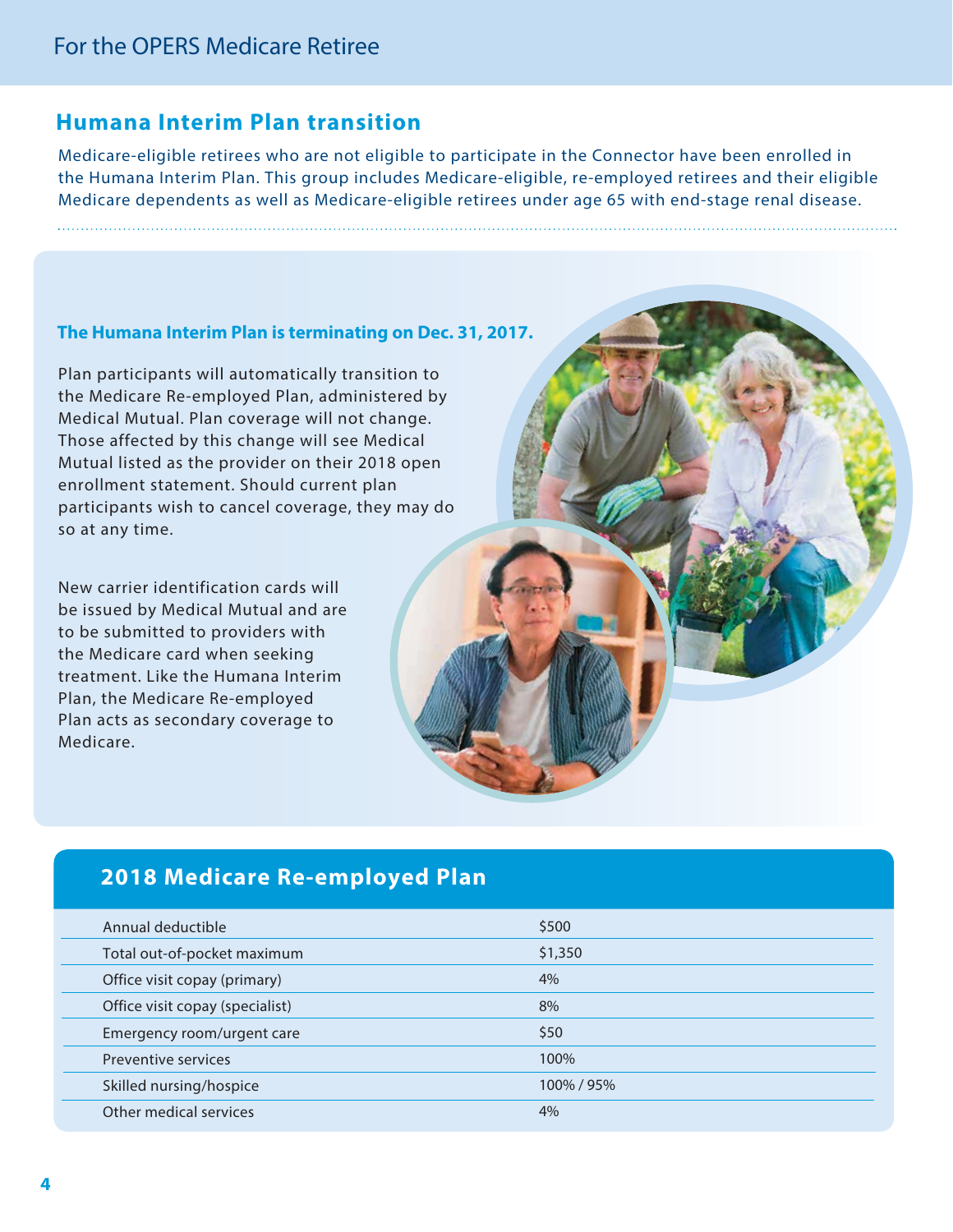## Humana Interim Plan transition

Medicare-eligible retirees who are not eligible to participate in the Connector have been enrolled in the Humana Interim Plan. This group includes Medicare-eligible, re-employed retirees and their eligible Medicare dependents as well as Medicare-eligible retirees under age 65 with end-stage renal disease.

**The Humana Interim Plan is terminating on Dec. 31, 2017.**

Plan participants will automatically transition to the Medicare Re-employed Plan, administered by Medical Mutual. Plan coverage will not change. Those affected by this change will see Medical Mutual listed as the provider on their 2018 open enrollment statement. Should current plan participants wish to cancel coverage, they may do so at any time.

New carrier identification cards will be issued by Medical Mutual and are to be submitted to providers with the Medicare card when seeking treatment. Like the Humana Interim Plan, the Medicare Re-employed Plan acts as secondary coverage to Medicare.

### 2018 Medicare Re-employed Plan

| | |
|---|---|
| Annual deductible | $500 |
| Total out-of-pocket maximum | $1,350 |
| Office visit copay (primary) | 4% |
| Office visit copay (specialist) | 8% |
| Emergency room/urgent care | $50 |
| Preventive services | 100% |
| Skilled nursing/hospice | 100% / 95% |
| Other medical services | 4% |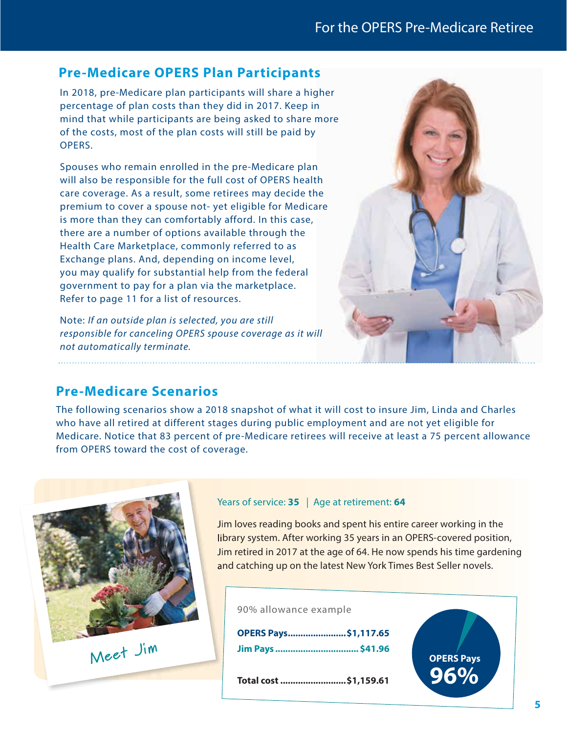## Pre-Medicare OPERS Plan Participants

In 2018, pre-Medicare plan participants will share a higher percentage of plan costs than they did in 2017. Keep in mind that while participants are being asked to share more of the costs, most of the plan costs will still be paid by OPERS.

Spouses who remain enrolled in the pre-Medicare plan will also be responsible for the full cost of OPERS health care coverage. As a result, some retirees may decide the premium to cover a spouse not- yet eligible for Medicare is more than they can comfortably afford. In this case, there are a number of options available through the Health Care Marketplace, commonly referred to as Exchange plans. And, depending on income level, you may qualify for substantial help from the federal government to pay for a plan via the marketplace. Refer to page 11 for a list of resources.

Note: *If an outside plan is selected, you are still responsible for canceling OPERS spouse coverage as it will not automatically terminate.*

## Pre-Medicare Scenarios

The following scenarios show a 2018 snapshot of what it will cost to insure Jim, Linda and Charles who have all retired at different stages during public employment and are not yet eligible for Medicare. Notice that 83 percent of pre-Medicare retirees will receive at least a 75 percent allowance from OPERS toward the cost of coverage.

### Meet Jim

Years of service: **35** | Age at retirement: **64**

Jim loves reading books and spent his entire career working in the library system. After working 35 years in an OPERS-covered position, Jim retired in 2017 at the age of 64. He now spends his time gardening and catching up on the latest New York Times Best Seller novels.

90% allowance example

| | |
|---|---|
| **OPERS Pays** | **$1,117.65** |
| **Jim Pays** | **$41.96** |
| **Total cost** | **$1,159.61** |

**OPERS Pays 96%**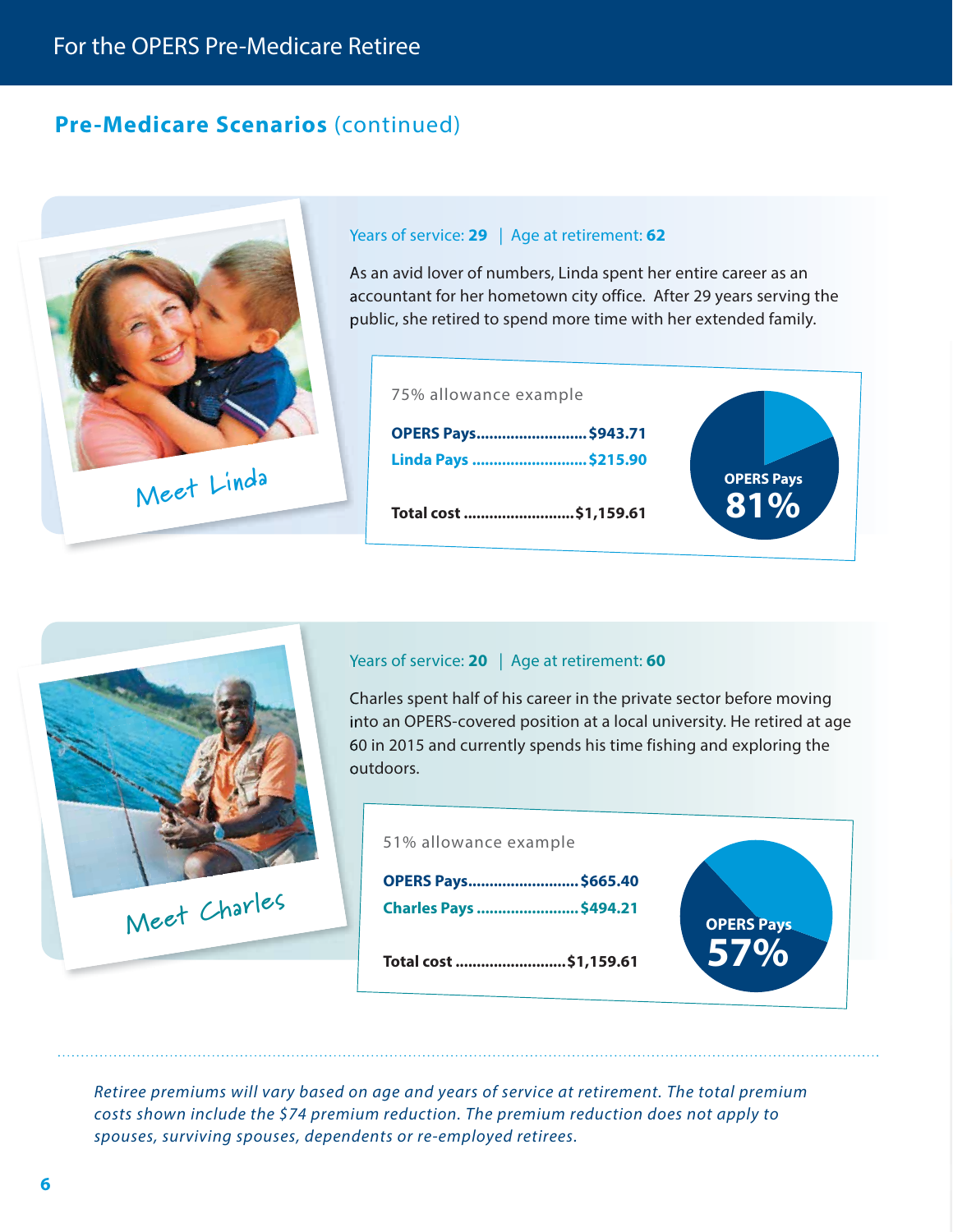## Pre-Medicare Scenarios (continued)

### Meet Linda

Years of service: **29** | Age at retirement: **62**

As an avid lover of numbers, Linda spent her entire career as an accountant for her hometown city office. After 29 years serving the public, she retired to spend more time with her extended family.

75% allowance example

| | |
|---|---|
| **OPERS Pays** | **$943.71** |
| **Linda Pays** | **$215.90** |
| **Total cost** | **$1,159.61** |

OPERS Pays **81%**

### Meet Charles

Years of service: **20** | Age at retirement: **60**

Charles spent half of his career in the private sector before moving into an OPERS-covered position at a local university. He retired at age 60 in 2015 and currently spends his time fishing and exploring the outdoors.

51% allowance example

| | |
|---|---|
| **OPERS Pays** | **$665.40** |
| **Charles Pays** | **$494.21** |
| **Total cost** | **$1,159.61** |

OPERS Pays **57%**

*Retiree premiums will vary based on age and years of service at retirement. The total premium costs shown include the $74 premium reduction. The premium reduction does not apply to spouses, surviving spouses, dependents or re-employed retirees.*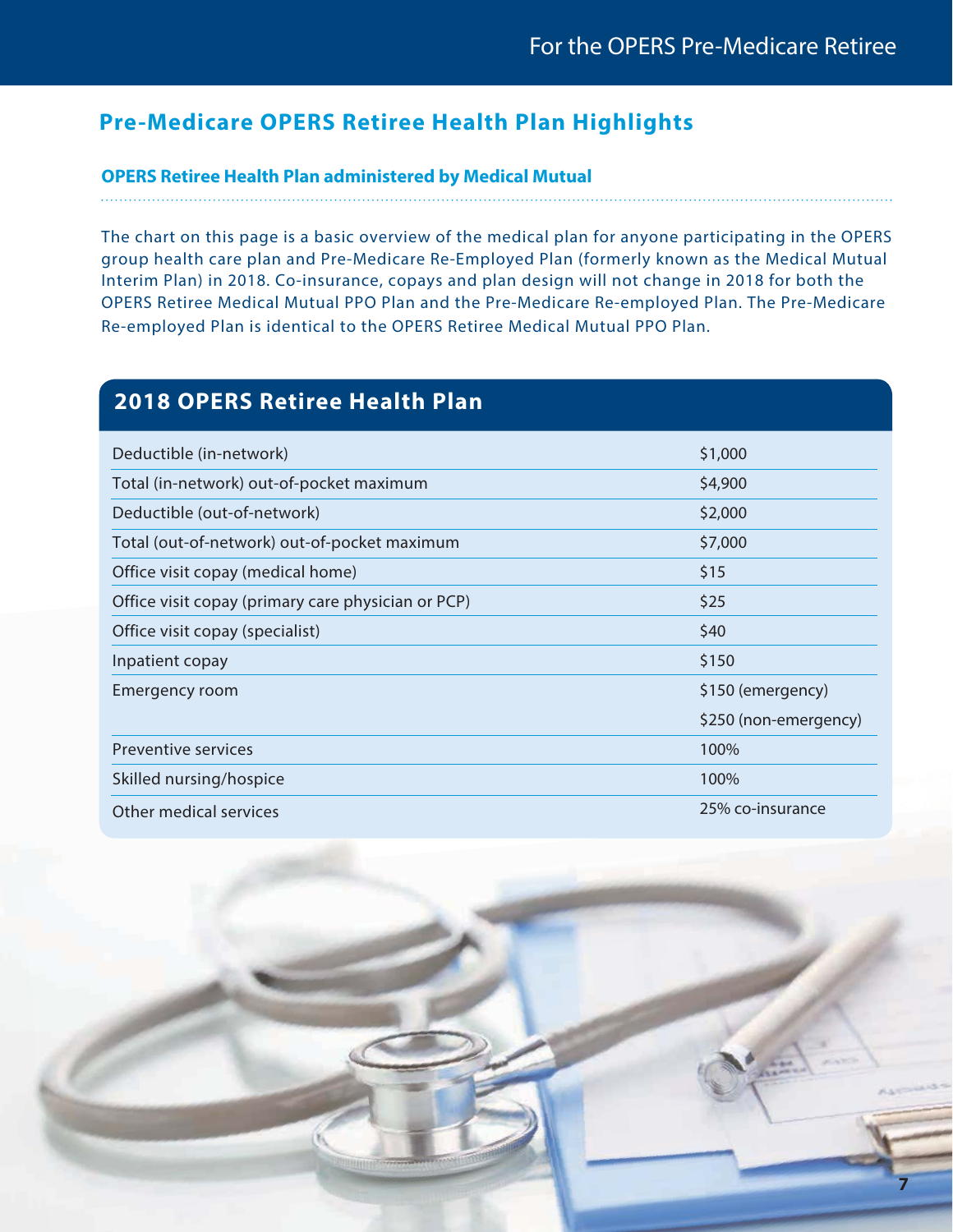## Pre-Medicare OPERS Retiree Health Plan Highlights

### OPERS Retiree Health Plan administered by Medical Mutual

The chart on this page is a basic overview of the medical plan for anyone participating in the OPERS group health care plan and Pre-Medicare Re-Employed Plan (formerly known as the Medical Mutual Interim Plan) in 2018. Co-insurance, copays and plan design will not change in 2018 for both the OPERS Retiree Medical Mutual PPO Plan and the Pre-Medicare Re-employed Plan. The Pre-Medicare Re-employed Plan is identical to the OPERS Retiree Medical Mutual PPO Plan.

| 2018 OPERS Retiree Health Plan | |
|---|---|
| Deductible (in-network) | $1,000 |
| Total (in-network) out-of-pocket maximum | $4,900 |
| Deductible (out-of-network) | $2,000 |
| Total (out-of-network) out-of-pocket maximum | $7,000 |
| Office visit copay (medical home) | $15 |
| Office visit copay (primary care physician or PCP) | $25 |
| Office visit copay (specialist) | $40 |
| Inpatient copay | $150 |
| Emergency room | $150 (emergency)<br>$250 (non-emergency) |
| Preventive services | 100% |
| Skilled nursing/hospice | 100% |
| Other medical services | 25% co-insurance |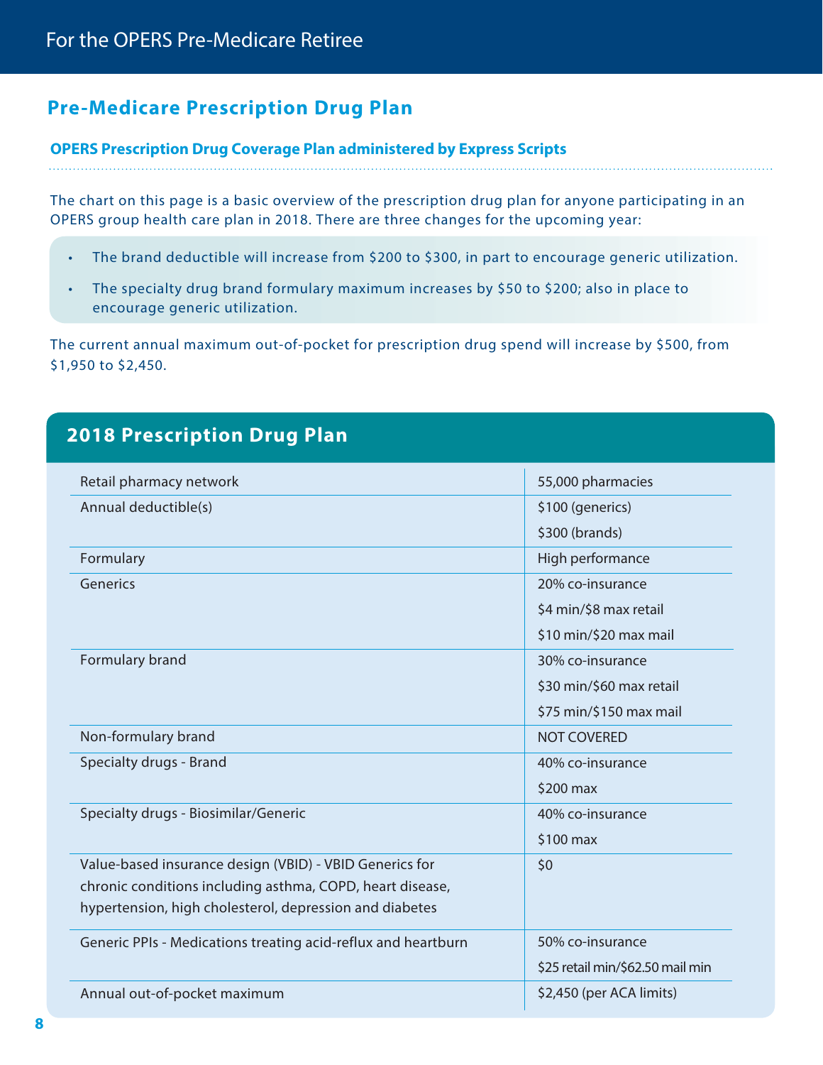For the OPERS Pre-Medicare Retiree

## Pre-Medicare Prescription Drug Plan

### OPERS Prescription Drug Coverage Plan administered by Express Scripts

The chart on this page is a basic overview of the prescription drug plan for anyone participating in an OPERS group health care plan in 2018. There are three changes for the upcoming year:

- The brand deductible will increase from $200 to $300, in part to encourage generic utilization.
- The specialty drug brand formulary maximum increases by $50 to $200; also in place to encourage generic utilization.

The current annual maximum out-of-pocket for prescription drug spend will increase by $500, from $1,950 to $2,450.

## 2018 Prescription Drug Plan

| | |
|---|---|
| Retail pharmacy network | 55,000 pharmacies |
| Annual deductible(s) | $100 (generics)<br>$300 (brands) |
| Formulary | High performance |
| Generics | 20% co-insurance<br>$4 min/$8 max retail<br>$10 min/$20 max mail |
| Formulary brand | 30% co-insurance<br>$30 min/$60 max retail<br>$75 min/$150 max mail |
| Non-formulary brand | NOT COVERED |
| Specialty drugs - Brand | 40% co-insurance<br>$200 max |
| Specialty drugs - Biosimilar/Generic | 40% co-insurance<br>$100 max |
| Value-based insurance design (VBID) - VBID Generics for chronic conditions including asthma, COPD, heart disease, hypertension, high cholesterol, depression and diabetes | $0 |
| Generic PPIs - Medications treating acid-reflux and heartburn | 50% co-insurance<br>$25 retail min/$62.50 mail min |
| Annual out-of-pocket maximum | $2,450 (per ACA limits) |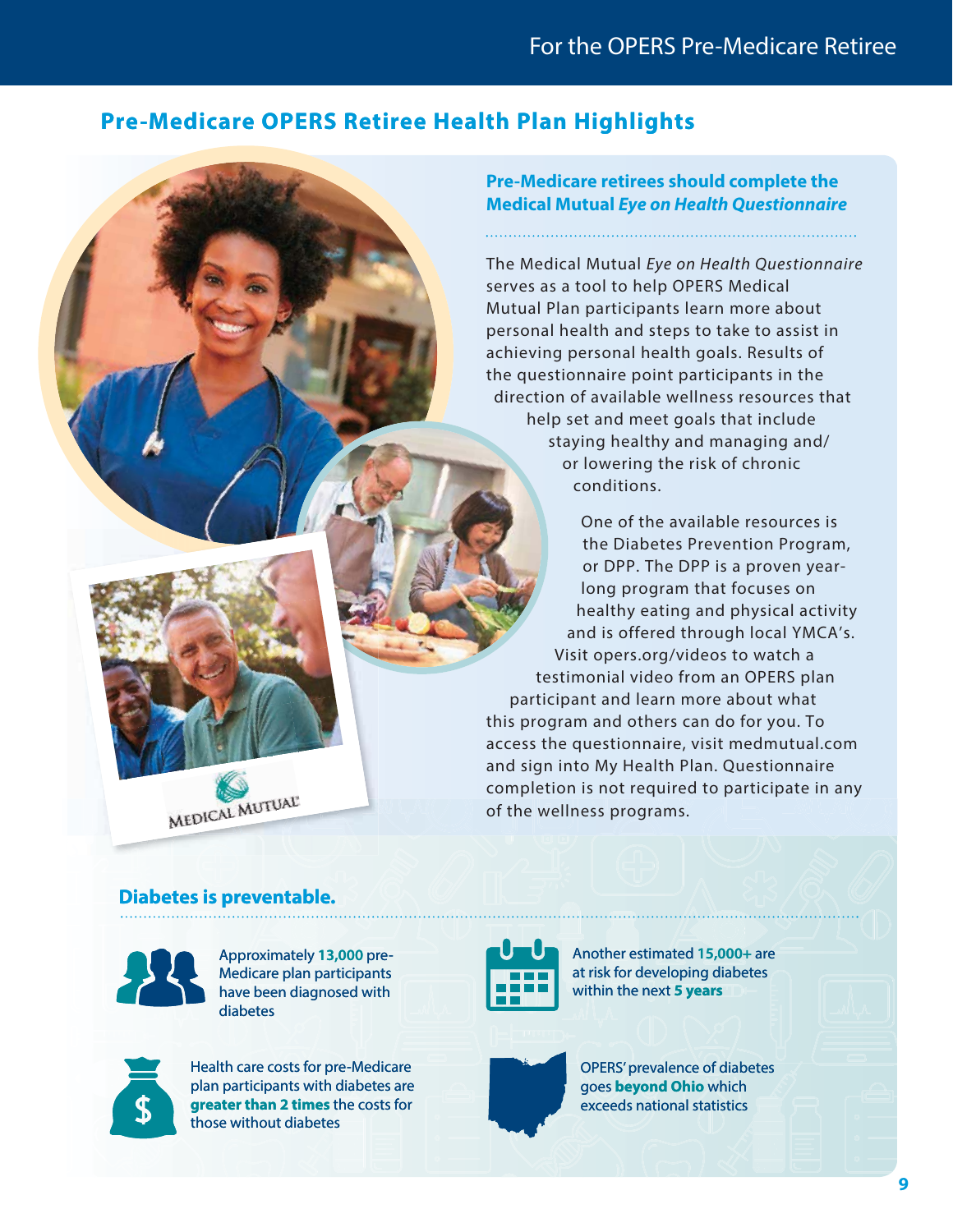## Pre-Medicare OPERS Retiree Health Plan Highlights

### Pre-Medicare retirees should complete the Medical Mutual *Eye on Health Questionnaire*

The Medical Mutual *Eye on Health Questionnaire* serves as a tool to help OPERS Medical Mutual Plan participants learn more about personal health and steps to take to assist in achieving personal health goals. Results of the questionnaire point participants in the direction of available wellness resources that help set and meet goals that include staying healthy and managing and/or lowering the risk of chronic conditions.

One of the available resources is the Diabetes Prevention Program, or DPP. The DPP is a proven year-long program that focuses on healthy eating and physical activity and is offered through local YMCA's. Visit opers.org/videos to watch a testimonial video from an OPERS plan participant and learn more about what this program and others can do for you. To access the questionnaire, visit medmutual.com and sign into My Health Plan. Questionnaire completion is not required to participate in any of the wellness programs.

MEDICAL MUTUAL

### Diabetes is preventable.

- Approximately **13,000** pre-Medicare plan participants have been diagnosed with diabetes
- Another estimated **15,000+** are at risk for developing diabetes within the next **5 years**
- Health care costs for pre-Medicare plan participants with diabetes are **greater than 2 times** the costs for those without diabetes
- OPERS' prevalence of diabetes goes **beyond Ohio** which exceeds national statistics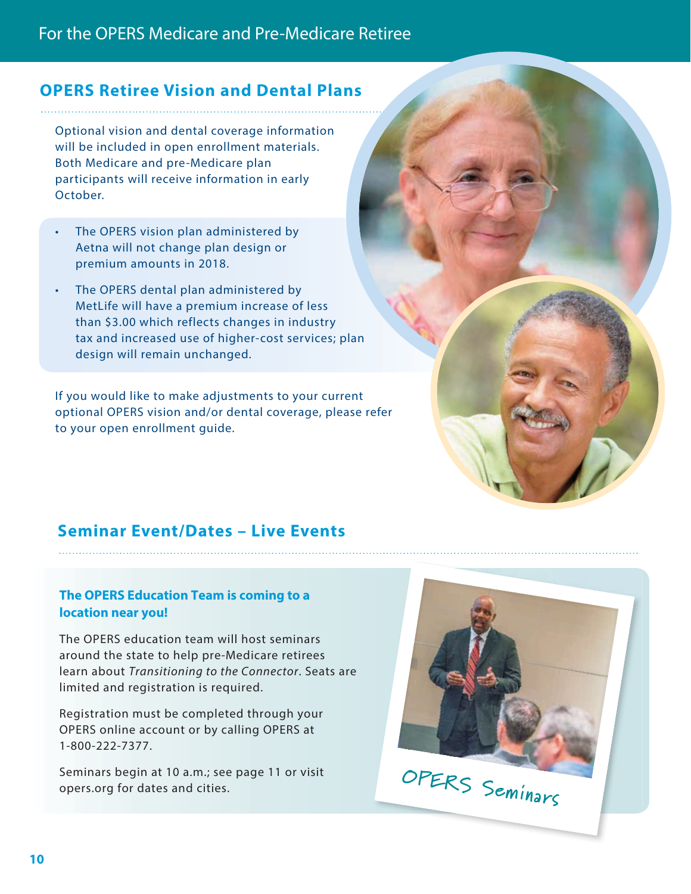## OPERS Retiree Vision and Dental Plans

Optional vision and dental coverage information will be included in open enrollment materials. Both Medicare and pre-Medicare plan participants will receive information in early October.

- The OPERS vision plan administered by Aetna will not change plan design or premium amounts in 2018.
- The OPERS dental plan administered by MetLife will have a premium increase of less than $3.00 which reflects changes in industry tax and increased use of higher-cost services; plan design will remain unchanged.

If you would like to make adjustments to your current optional OPERS vision and/or dental coverage, please refer to your open enrollment guide.

## Seminar Event/Dates – Live Events

### The OPERS Education Team is coming to a location near you!

The OPERS education team will host seminars around the state to help pre-Medicare retirees learn about *Transitioning to the Connector*. Seats are limited and registration is required.

Registration must be completed through your OPERS online account or by calling OPERS at 1-800-222-7377.

Seminars begin at 10 a.m.; see page 11 or visit opers.org for dates and cities.

OPERS Seminars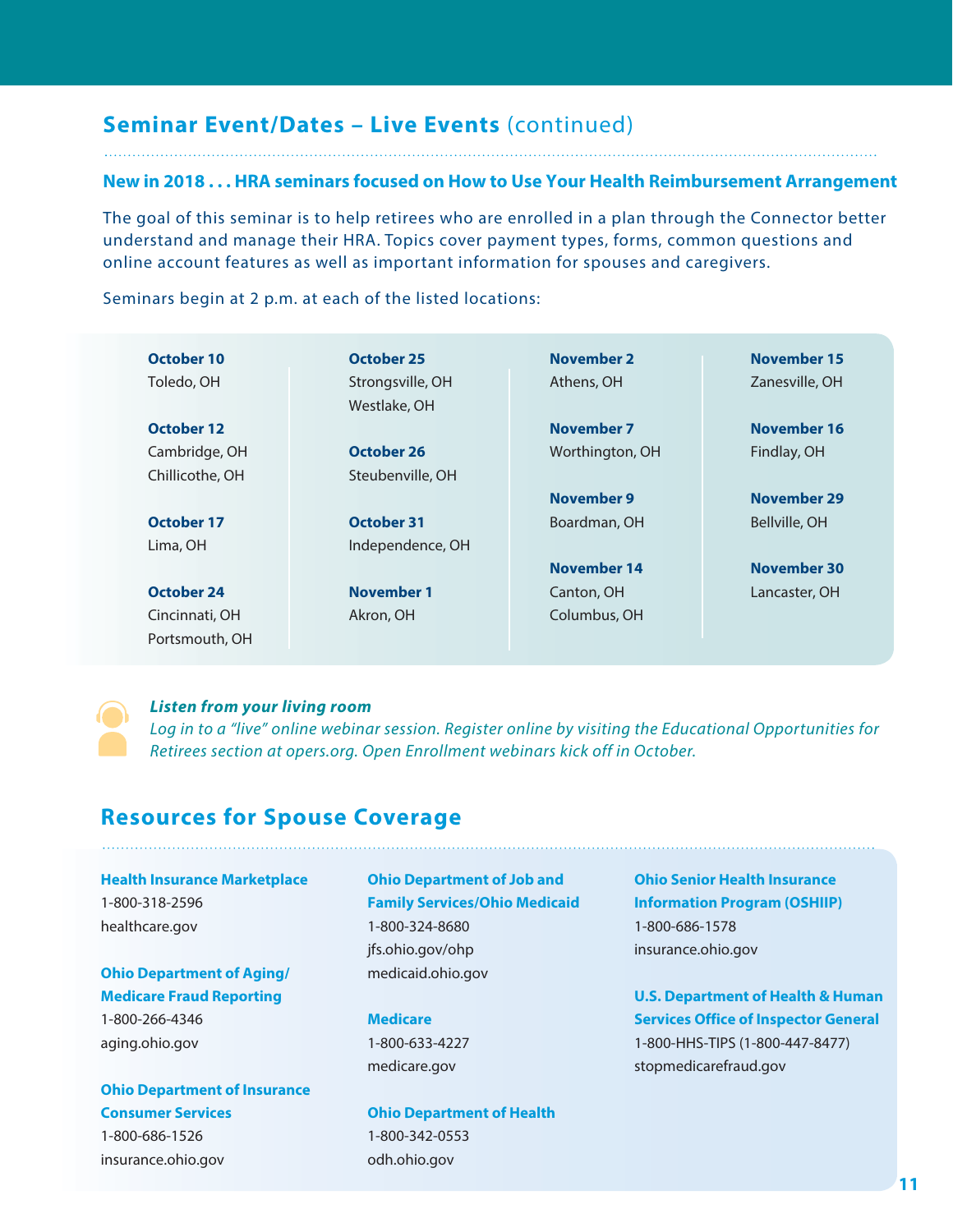## Seminar Event/Dates – Live Events (continued)

### New in 2018 . . . HRA seminars focused on How to Use Your Health Reimbursement Arrangement

The goal of this seminar is to help retirees who are enrolled in a plan through the Connector better understand and manage their HRA. Topics cover payment types, forms, common questions and online account features as well as important information for spouses and caregivers.

Seminars begin at 2 p.m. at each of the listed locations:

**October 10**
Toledo, OH

**October 12**
Cambridge, OH
Chillicothe, OH

**October 17**
Lima, OH

**October 24**
Cincinnati, OH
Portsmouth, OH

**October 25**
Strongsville, OH
Westlake, OH

**October 26**
Steubenville, OH

**October 31**
Independence, OH

**November 1**
Akron, OH

**November 2**
Athens, OH

**November 7**
Worthington, OH

**November 9**
Boardman, OH

**November 14**
Canton, OH
Columbus, OH

**November 15**
Zanesville, OH

**November 16**
Findlay, OH

**November 29**
Bellville, OH

**November 30**
Lancaster, OH

***Listen from your living room***
*Log in to a "live" online webinar session. Register online by visiting the Educational Opportunities for Retirees section at opers.org. Open Enrollment webinars kick off in October.*

## Resources for Spouse Coverage

**Health Insurance Marketplace**
1-800-318-2596
healthcare.gov

**Ohio Department of Aging/ Medicare Fraud Reporting**
1-800-266-4346
aging.ohio.gov

**Ohio Department of Insurance Consumer Services**
1-800-686-1526
insurance.ohio.gov

**Ohio Department of Job and Family Services/Ohio Medicaid**
1-800-324-8680
jfs.ohio.gov/ohp
medicaid.ohio.gov

**Medicare**
1-800-633-4227
medicare.gov

**Ohio Department of Health**
1-800-342-0553
odh.ohio.gov

**Ohio Senior Health Insurance Information Program (OSHIIP)**
1-800-686-1578
insurance.ohio.gov

**U.S. Department of Health & Human Services Office of Inspector General**
1-800-HHS-TIPS (1-800-447-8477)
stopmedicarefraud.gov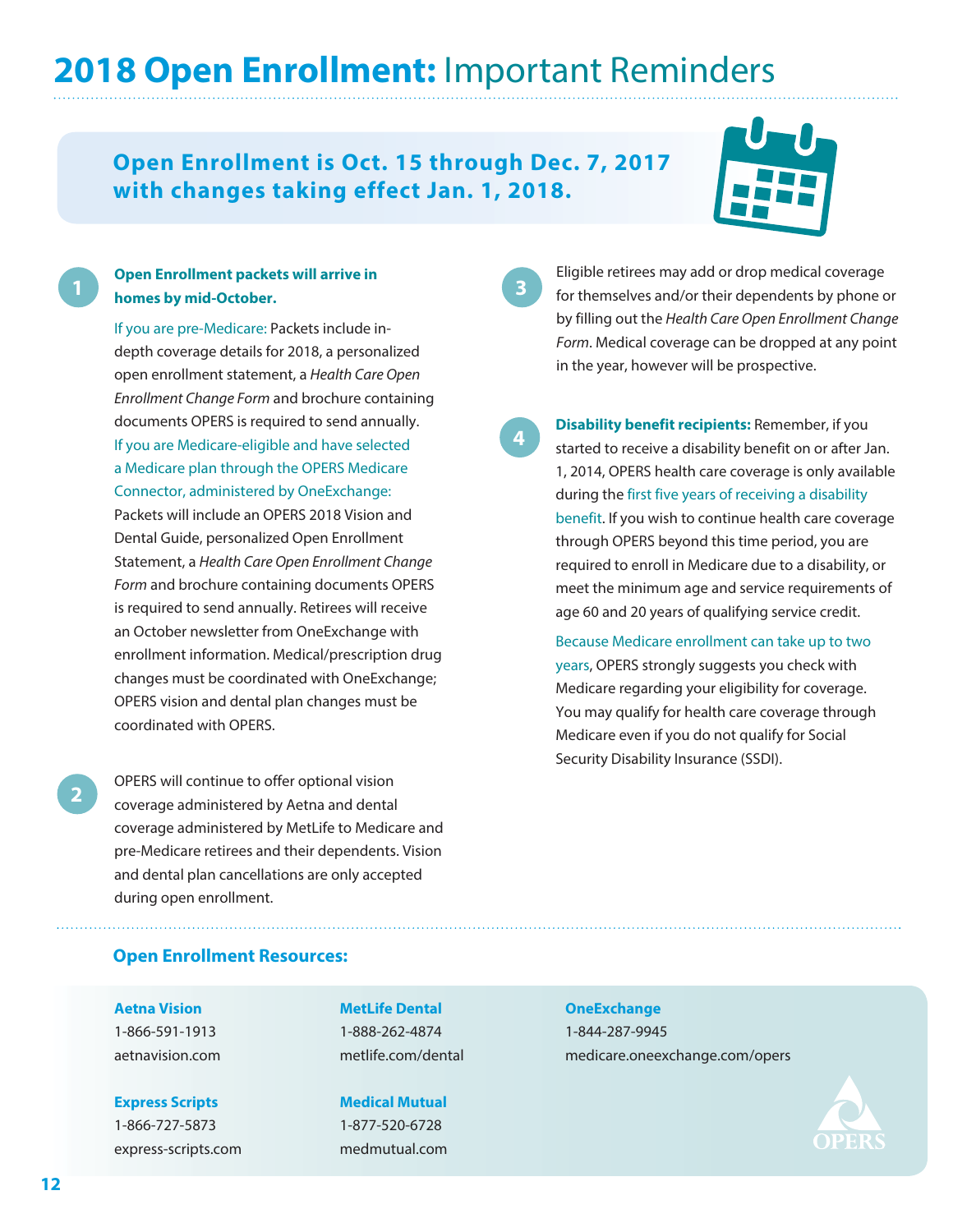# **2018 Open Enrollment:** Important Reminders

**Open Enrollment is Oct. 15 through Dec. 7, 2017 with changes taking effect Jan. 1, 2018.**

**1**

**Open Enrollment packets will arrive in homes by mid-October.**

If you are pre-Medicare: Packets include in-depth coverage details for 2018, a personalized open enrollment statement, a *Health Care Open Enrollment Change Form* and brochure containing documents OPERS is required to send annually.

If you are Medicare-eligible and have selected a Medicare plan through the OPERS Medicare Connector, administered by OneExchange: Packets will include an OPERS 2018 Vision and Dental Guide, personalized Open Enrollment Statement, a *Health Care Open Enrollment Change Form* and brochure containing documents OPERS is required to send annually. Retirees will receive an October newsletter from OneExchange with enrollment information. Medical/prescription drug changes must be coordinated with OneExchange; OPERS vision and dental plan changes must be coordinated with OPERS.

**2**

OPERS will continue to offer optional vision coverage administered by Aetna and dental coverage administered by MetLife to Medicare and pre-Medicare retirees and their dependents. Vision and dental plan cancellations are only accepted during open enrollment.

**3**

Eligible retirees may add or drop medical coverage for themselves and/or their dependents by phone or by filling out the *Health Care Open Enrollment Change Form*. Medical coverage can be dropped at any point in the year, however will be prospective.

**4**

**Disability benefit recipients:** Remember, if you started to receive a disability benefit on or after Jan. 1, 2014, OPERS health care coverage is only available during the first five years of receiving a disability benefit. If you wish to continue health care coverage through OPERS beyond this time period, you are required to enroll in Medicare due to a disability, or meet the minimum age and service requirements of age 60 and 20 years of qualifying service credit.

Because Medicare enrollment can take up to two years, OPERS strongly suggests you check with Medicare regarding your eligibility for coverage. You may qualify for health care coverage through Medicare even if you do not qualify for Social Security Disability Insurance (SSDI).

## Open Enrollment Resources:

**Aetna Vision**
1-866-591-1913
aetnavision.com

**MetLife Dental**
1-888-262-4874
metlife.com/dental

**OneExchange**
1-844-287-9945
medicare.oneexchange.com/opers

**Express Scripts**
1-866-727-5873
express-scripts.com

**Medical Mutual**
1-877-520-6728
medmutual.com

OPERS